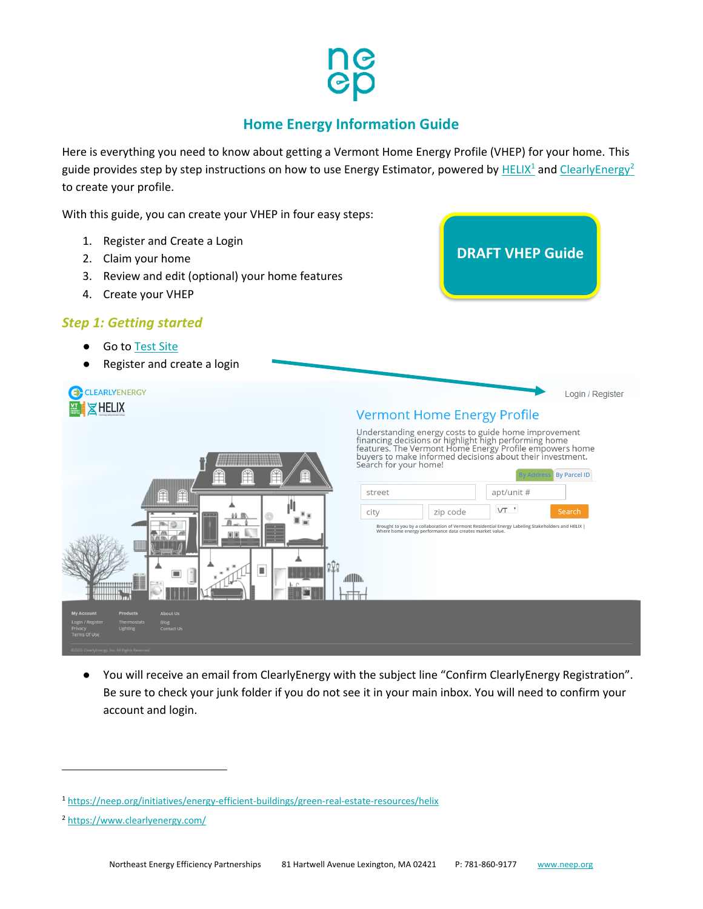# Home Energy Information Guide

Here is everything you need to know about getting a Vermont Home Energy Profile (VHEP) for your home. This guide provides step by step instructions on how to use Energy Estimator, powered by HELIX[1] and ClearlyEnergy[2] to create your profile.

With this guide, you can create your VHEP in four easy steps:

1. Register and Create a Login
2. Claim your home
3. Review and edit (optional) your home features
4. Create your VHEP

**DRAFT VHEP Guide**

## *Step 1: Getting started*

- Go to Test Site
- Register and create a login

Login / Register

Vermont Home Energy Profile

Understanding energy costs to guide home improvement financing decisions or highlight high performing home features. The Vermont Home Energy Profile empowers home buyers to make informed decisions about their investment. Search for your home!

- You will receive an email from ClearlyEnergy with the subject line "Confirm ClearlyEnergy Registration". Be sure to check your junk folder if you do not see it in your main inbox. You will need to confirm your account and login.

---

[1] https://neep.org/initiatives/energy-efficient-buildings/green-real-estate-resources/helix

[2] https://www.clearlyenergy.com/

Northeast Energy Efficiency Partnerships 81 Hartwell Avenue Lexington, MA 02421 P: 781-860-9177 www.neep.org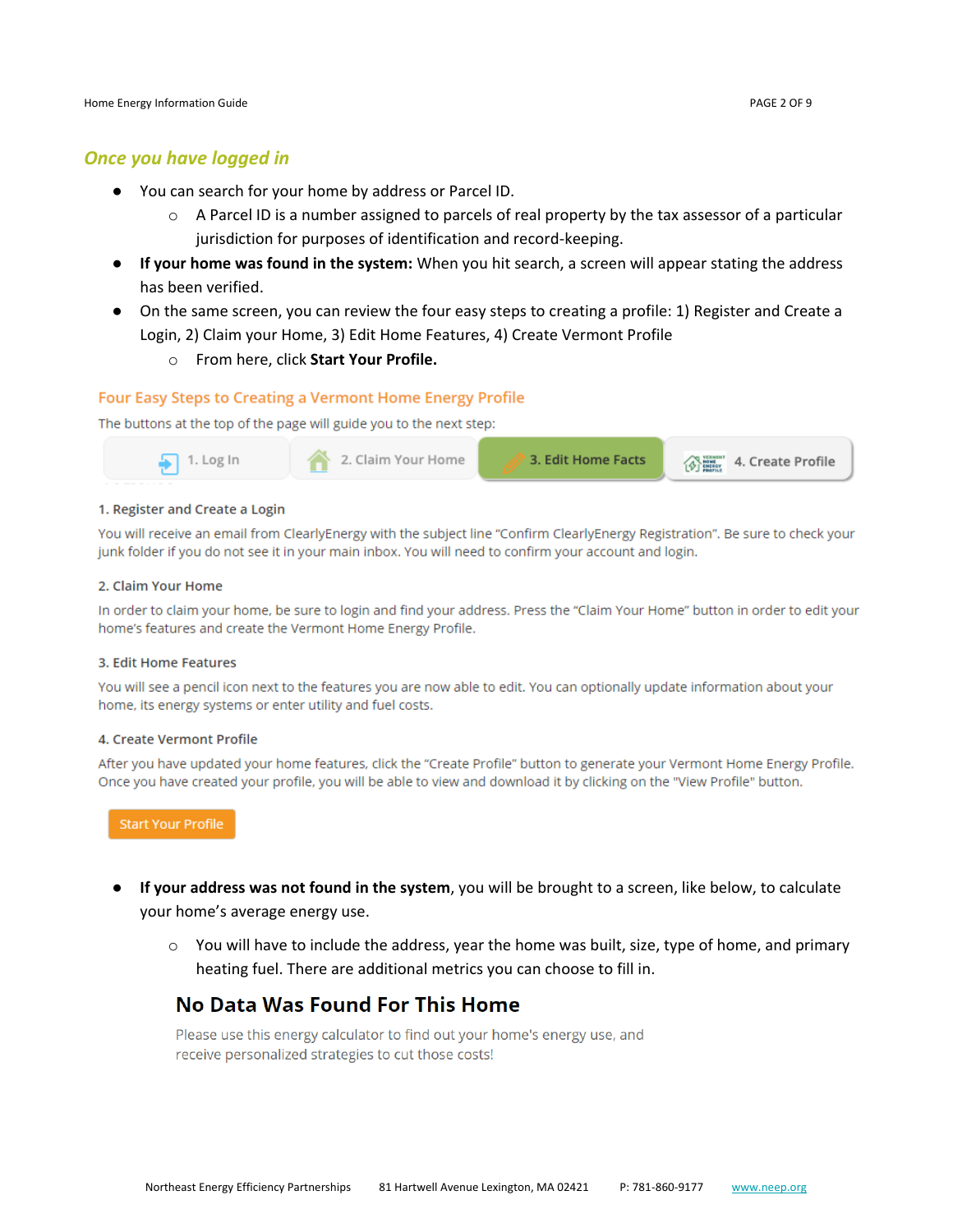## *Once you have logged in*

- You can search for your home by address or Parcel ID.
  - A Parcel ID is a number assigned to parcels of real property by the tax assessor of a particular jurisdiction for purposes of identification and record-keeping.
- **If your home was found in the system:** When you hit search, a screen will appear stating the address has been verified.
- On the same screen, you can review the four easy steps to creating a profile: 1) Register and Create a Login, 2) Claim your Home, 3) Edit Home Features, 4) Create Vermont Profile
  - From here, click **Start Your Profile.**

### Four Easy Steps to Creating a Vermont Home Energy Profile

The buttons at the top of the page will guide you to the next step:

1. Log In | 2. Claim Your Home | 3. Edit Home Facts | 4. Create Profile

**1. Register and Create a Login**

You will receive an email from ClearlyEnergy with the subject line "Confirm ClearlyEnergy Registration". Be sure to check your junk folder if you do not see it in your main inbox. You will need to confirm your account and login.

**2. Claim Your Home**

In order to claim your home, be sure to login and find your address. Press the "Claim Your Home" button in order to edit your home's features and create the Vermont Home Energy Profile.

**3. Edit Home Features**

You will see a pencil icon next to the features you are now able to edit. You can optionally update information about your home, its energy systems or enter utility and fuel costs.

**4. Create Vermont Profile**

After you have updated your home features, click the "Create Profile" button to generate your Vermont Home Energy Profile. Once you have created your profile, you will be able to view and download it by clicking on the "View Profile" button.

Start Your Profile

- **If your address was not found in the system**, you will be brought to a screen, like below, to calculate your home's average energy use.
  - You will have to include the address, year the home was built, size, type of home, and primary heating fuel. There are additional metrics you can choose to fill in.

## No Data Was Found For This Home

Please use this energy calculator to find out your home's energy use, and receive personalized strategies to cut those costs!

Northeast Energy Efficiency Partnerships 81 Hartwell Avenue Lexington, MA 02421 P: 781-860-9177 www.neep.org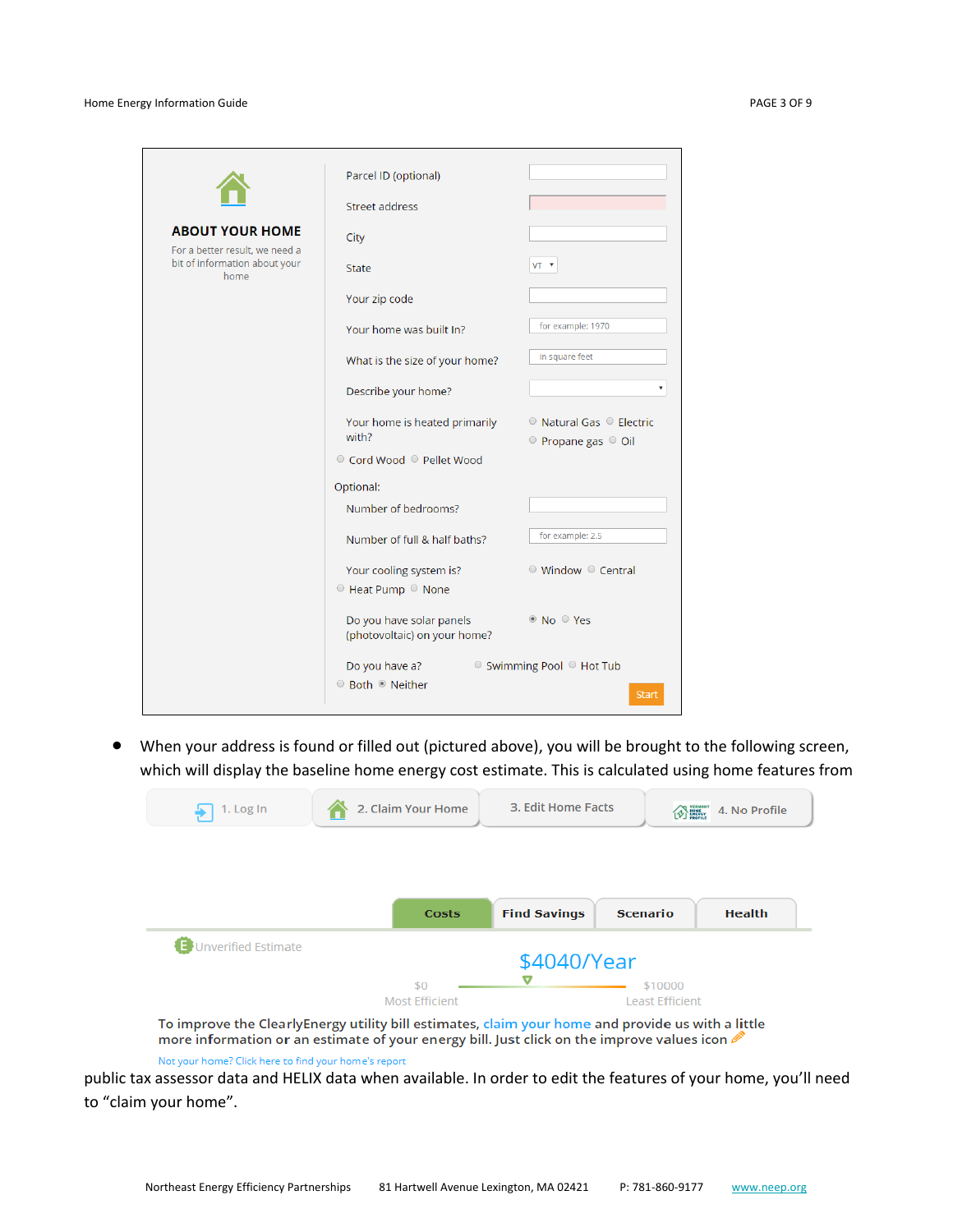## ABOUT YOUR HOME

For a better result, we need a bit of information about your home

| | |
|---|---|
| Parcel ID (optional) | |
| Street address | |
| City | |
| State | VT |
| Your zip code | |
| Your home was built In? | for example: 1970 |
| What is the size of your home? | in square feet |
| Describe your home? | |
| Your home is heated primarily with? | Natural Gas / Electric / Propane gas / Oil / Cord Wood / Pellet Wood |

Optional:

| | |
|---|---|
| Number of bedrooms? | |
| Number of full & half baths? | for example: 2.5 |
| Your cooling system is? | Window / Central / Heat Pump / None |
| Do you have solar panels (photovoltaic) on your home? | No / Yes |
| Do you have a? | Swimming Pool / Hot Tub / Both / Neither |

Start

- When your address is found or filled out (pictured above), you will be brought to the following screen, which will display the baseline home energy cost estimate. This is calculated using home features from

1. Log In | 2. Claim Your Home | 3. Edit Home Facts | 4. No Profile

Costs | Find Savings | Scenario | Health

Unverified Estimate

$4040/Year

$0 Most Efficient — $10000 Least Efficient

To improve the ClearlyEnergy utility bill estimates, claim your home and provide us with a little more information or an estimate of your energy bill. Just click on the improve values icon

Not your home? Click here to find your home's report

public tax assessor data and HELIX data when available. In order to edit the features of your home, you'll need to "claim your home".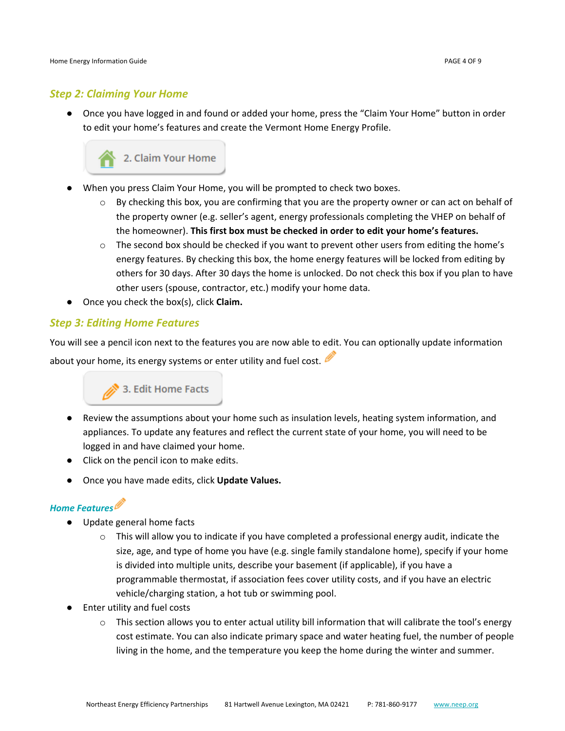### *Step 2: Claiming Your Home*

- Once you have logged in and found or added your home, press the "Claim Your Home" button in order to edit your home's features and create the Vermont Home Energy Profile.

2. Claim Your Home

- When you press Claim Your Home, you will be prompted to check two boxes.
  - By checking this box, you are confirming that you are the property owner or can act on behalf of the property owner (e.g. seller's agent, energy professionals completing the VHEP on behalf of the homeowner). **This first box must be checked in order to edit your home's features.**
  - The second box should be checked if you want to prevent other users from editing the home's energy features. By checking this box, the home energy features will be locked from editing by others for 30 days. After 30 days the home is unlocked. Do not check this box if you plan to have other users (spouse, contractor, etc.) modify your home data.
- Once you check the box(s), click **Claim.**

### *Step 3: Editing Home Features*

You will see a pencil icon next to the features you are now able to edit. You can optionally update information about your home, its energy systems or enter utility and fuel cost.

3. Edit Home Facts

- Review the assumptions about your home such as insulation levels, heating system information, and appliances. To update any features and reflect the current state of your home, you will need to be logged in and have claimed your home.
- Click on the pencil icon to make edits.
- Once you have made edits, click **Update Values.**

#### *Home Features*

- Update general home facts
  - This will allow you to indicate if you have completed a professional energy audit, indicate the size, age, and type of home you have (e.g. single family standalone home), specify if your home is divided into multiple units, describe your basement (if applicable), if you have a programmable thermostat, if association fees cover utility costs, and if you have an electric vehicle/charging station, a hot tub or swimming pool.
- Enter utility and fuel costs
  - This section allows you to enter actual utility bill information that will calibrate the tool's energy cost estimate. You can also indicate primary space and water heating fuel, the number of people living in the home, and the temperature you keep the home during the winter and summer.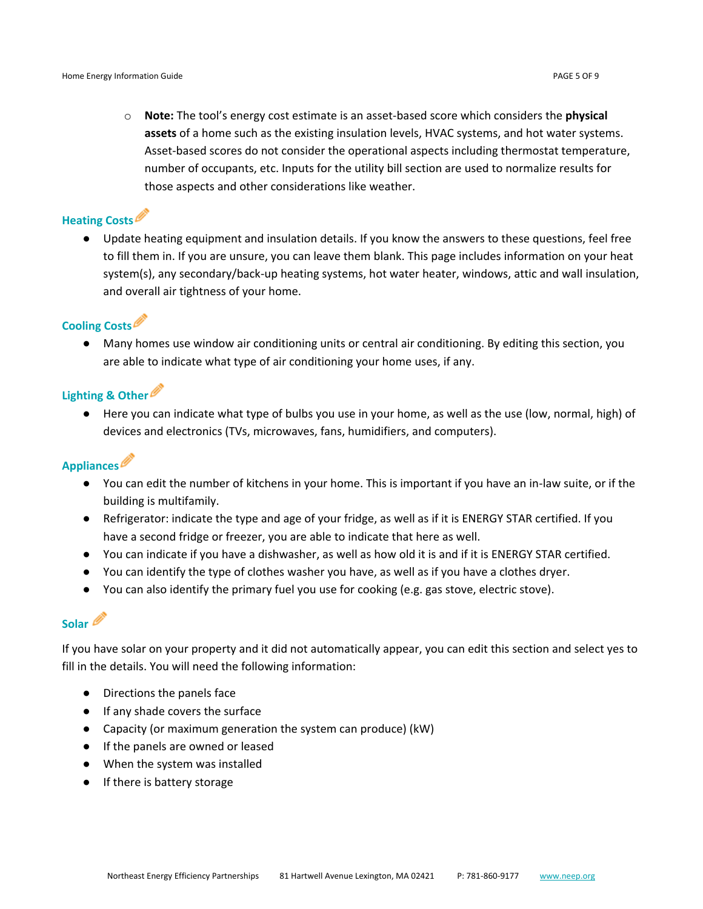- **Note:** The tool's energy cost estimate is an asset-based score which considers the **physical assets** of a home such as the existing insulation levels, HVAC systems, and hot water systems. Asset-based scores do not consider the operational aspects including thermostat temperature, number of occupants, etc. Inputs for the utility bill section are used to normalize results for those aspects and other considerations like weather.

### Heating Costs

- Update heating equipment and insulation details. If you know the answers to these questions, feel free to fill them in. If you are unsure, you can leave them blank. This page includes information on your heat system(s), any secondary/back-up heating systems, hot water heater, windows, attic and wall insulation, and overall air tightness of your home.

### Cooling Costs

- Many homes use window air conditioning units or central air conditioning. By editing this section, you are able to indicate what type of air conditioning your home uses, if any.

### Lighting & Other

- Here you can indicate what type of bulbs you use in your home, as well as the use (low, normal, high) of devices and electronics (TVs, microwaves, fans, humidifiers, and computers).

### Appliances

- You can edit the number of kitchens in your home. This is important if you have an in-law suite, or if the building is multifamily.
- Refrigerator: indicate the type and age of your fridge, as well as if it is ENERGY STAR certified. If you have a second fridge or freezer, you are able to indicate that here as well.
- You can indicate if you have a dishwasher, as well as how old it is and if it is ENERGY STAR certified.
- You can identify the type of clothes washer you have, as well as if you have a clothes dryer.
- You can also identify the primary fuel you use for cooking (e.g. gas stove, electric stove).

### Solar

If you have solar on your property and it did not automatically appear, you can edit this section and select yes to fill in the details. You will need the following information:

- Directions the panels face
- If any shade covers the surface
- Capacity (or maximum generation the system can produce) (kW)
- If the panels are owned or leased
- When the system was installed
- If there is battery storage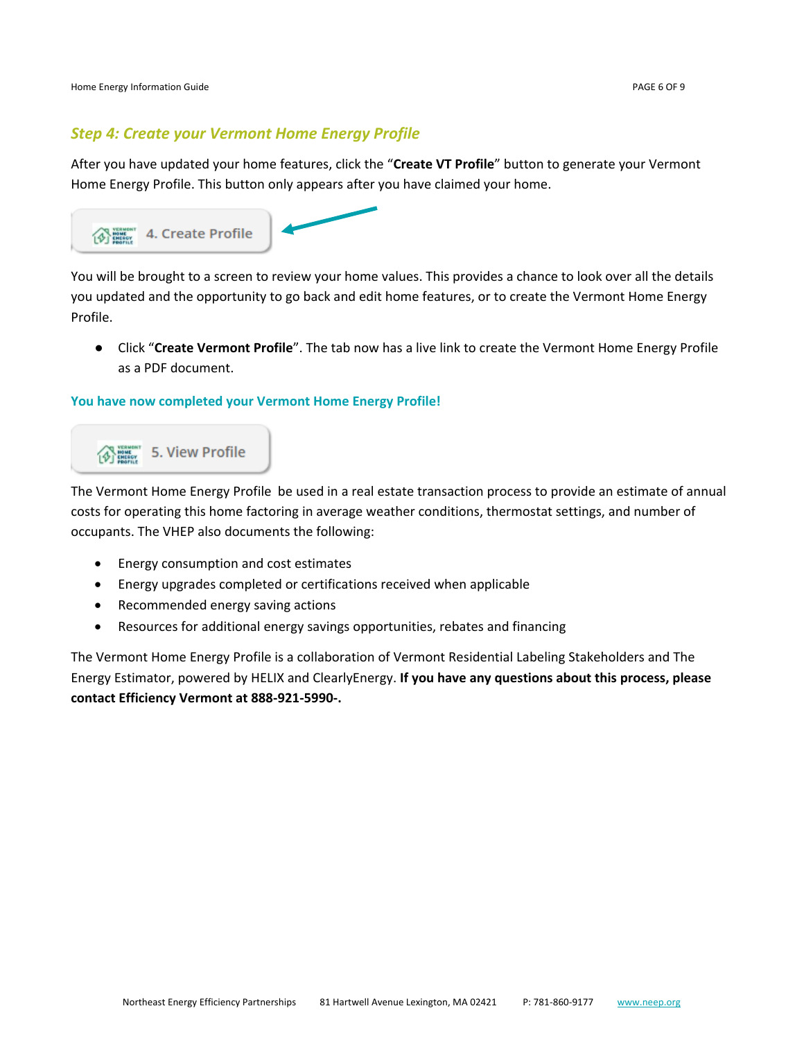## *Step 4: Create your Vermont Home Energy Profile*

After you have updated your home features, click the "**Create VT Profile**" button to generate your Vermont Home Energy Profile. This button only appears after you have claimed your home.

4. Create Profile

You will be brought to a screen to review your home values. This provides a chance to look over all the details you updated and the opportunity to go back and edit home features, or to create the Vermont Home Energy Profile.

- Click "**Create Vermont Profile**". The tab now has a live link to create the Vermont Home Energy Profile as a PDF document.

**You have now completed your Vermont Home Energy Profile!**

5. View Profile

The Vermont Home Energy Profile  be used in a real estate transaction process to provide an estimate of annual costs for operating this home factoring in average weather conditions, thermostat settings, and number of occupants. The VHEP also documents the following:

- Energy consumption and cost estimates
- Energy upgrades completed or certifications received when applicable
- Recommended energy saving actions
- Resources for additional energy savings opportunities, rebates and financing

The Vermont Home Energy Profile is a collaboration of Vermont Residential Labeling Stakeholders and The Energy Estimator, powered by HELIX and ClearlyEnergy. **If you have any questions about this process, please contact Efficiency Vermont at 888-921-5990-.**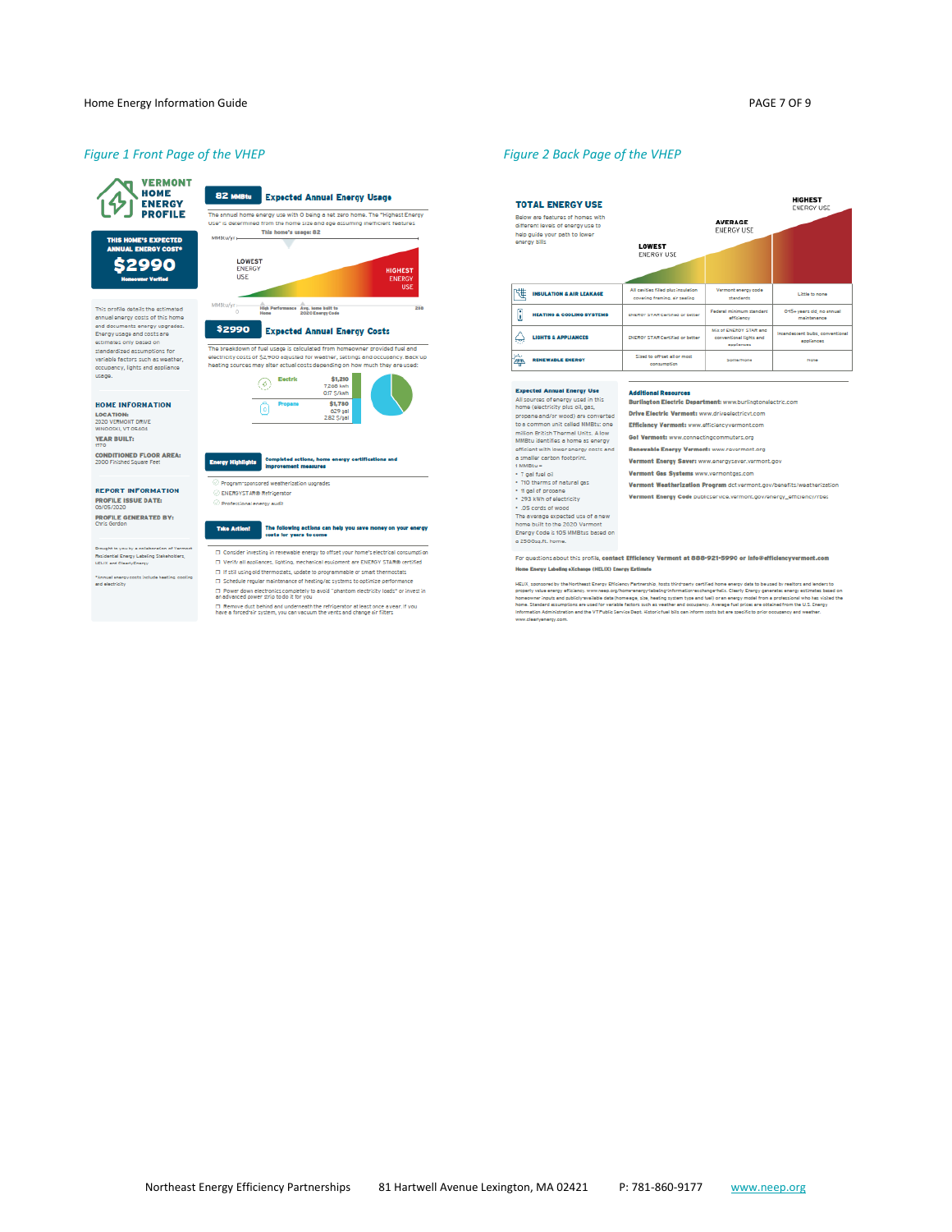*Figure 1 Front Page of the VHEP*

**VERMONT HOME ENERGY PROFILE**

**THIS HOME'S EXPECTED ANNUAL ENERGY COST***

**$2990**

Homeowner Verified

This profile details the estimated annual energy costs of this home and documents energy upgrades. Energy usage and costs are estimates only based on standardized assumptions for variable factors such as weather, occupancy, lights and appliance usage.

**HOME INFORMATION**

**LOCATION:** 2020 VERMONT DRIVE WINOOSKI, VT 05404

**YEAR BUILT:** 1770

**CONDITIONED FLOOR AREA:** 2000 Finished Square Feet

**REPORT INFORMATION**

**PROFILE ISSUE DATE:** 05/05/2020

**PROFILE GENERATED BY:** Chris Gordon

Brought to you by a collaboration of Vermont Residential Energy Labeling Stakeholders, HELIX and ClearlyEnergy

*Annual energy costs include heating, cooling and electricity

**82 MMBtu** **Expected Annual Energy Usage**

The annual home energy use with 0 being a net zero home. The "Highest Energy Use" is determined from the home size and age assuming inefficient features.

This home's usage: 82

LOWEST ENERGY USE — HIGHEST ENERGY USE

MMBtu/yr: 0 — High Performance Home — Avg. home built to 2020 Energy Code — 250

**$2990** **Expected Annual Energy Costs**

The breakdown of fuel usage is calculated from homeowner provided fuel and electricity costs of $2,900 adjusted for weather, settings and occupancy. Back up heating sources may alter actual costs depending on how much they are used:

| Fuel | Cost | Usage |
| --- | --- | --- |
| Electric | $1,210 | 7,268 kWh, 0.17 $/kWh |
| Propane | $1,780 | 629 gal, 2.82 $/gal |

**Energy Highlights** — Completed actions, home energy certifications and improvement measures

- Program-sponsored weatherization upgrades
- ENERGYSTAR® Refrigerator
- Professional energy audit

**Take Action!** — The following actions can help you save money on your energy costs for years to come

- ☐ Consider investing in renewable energy to offset your home's electrical consumption
- ☐ Verify all appliances, lighting, mechanical equipment are ENERGY STAR® certified
- ☐ If still using old thermostats, update to programmable or smart thermostats
- ☐ Schedule regular maintenance of heating/ac systems to optimize performance
- ☐ Power down electronics completely to avoid "phantom electricity loads" or invest in an advanced power strip to do it for you
- ☐ Remove duct behind and underneath the refrigerator at least once a year. If you have a forced-air system, you can vacuum the vents and change air filters

*Figure 2 Back Page of the VHEP*

**TOTAL ENERGY USE**

Below are features of homes with different levels of energy use to help guide your path to lower energy bills

| | LOWEST ENERGY USE | AVERAGE ENERGY USE | HIGHEST ENERGY USE |
| --- | --- | --- | --- |
| INSULATION & AIR LEAKAGE | All cavities filled plus insulation covering framing, air sealing | Vermont energy code standards | Little to none |
| HEATING & COOLING SYSTEMS | ENERGY STAR Certified or better | Federal minimum standard efficiency | 0-15+ years old, no annual maintenance |
| LIGHTS & APPLIANCES | ENERGY STAR Certified or better | Mix of ENERGY STAR and conventional lights and appliances | Incandescent bulbs, conventional appliances |
| RENEWABLE ENERGY | Sized to offset all or most consumption | Some/none | None |

**Expected Annual Energy Use**

All sources of energy used in this home (electricity plus oil, gas, propane and/or wood) are converted to a common unit called MMBtu: one million British Thermal Units. A low MMBtu identifies a home as energy efficient with lower energy costs and a smaller carbon footprint.

1 MMBtu =

- 7 gal fuel oil
- 710 therms of natural gas
- 11 gal of propane
- 293 kWh of electricity
- .05 cords of wood

The average expected use of a new home built to the 2020 Vermont Energy Code is 105 MMBtus based on a 2500sq.ft. home.

**Additional Resources**

**Burlington Electric Department:** www.burlingtonelectric.com

**Drive Electric Vermont:** www.driveelectricvt.com

**Efficiency Vermont:** www.efficiencyvermont.com

**Go! Vermont:** www.connectingcommuters.org

**Renewable Energy Vermont:** www.revermont.org

**Vermont Energy Saver:** www.energysaver.vermont.gov

**Vermont Gas Systems** www.vermontgas.com

**Vermont Weatherization Program** dcf.vermont.gov/benefits/weatherization

**Vermont Energy Code** publicservice.vermont.gov/energy_efficiency/rbes

For questions about this profile, **contact Efficiency Vermont at 888-921-5990 or info@efficiencyvermont.com**

**Home Energy Labeling eXchange (HELIX) Energy Estimate**

HELIX, sponsored by the Northeast Energy Efficiency Partnership, hosts third-party certified home energy data to be used by realtors and lenders to properly value energy efficiency. www.neep.org/home-energy-labeling-information-exchange-helix. Clearly Energy generates energy estimates based on homeowner inputs and publicly available data (home age, size, heating system type and fuel) or an energy model from a professional who has visited the home. Standard assumptions are used for variable factors such as weather and occupancy. Average fuel prices are obtained from the U.S. Energy Information Administration and the VT Public Service Dept. Historic fuel bills can inform costs but are specific to prior occupancy and weather. www.clearlyenergy.com.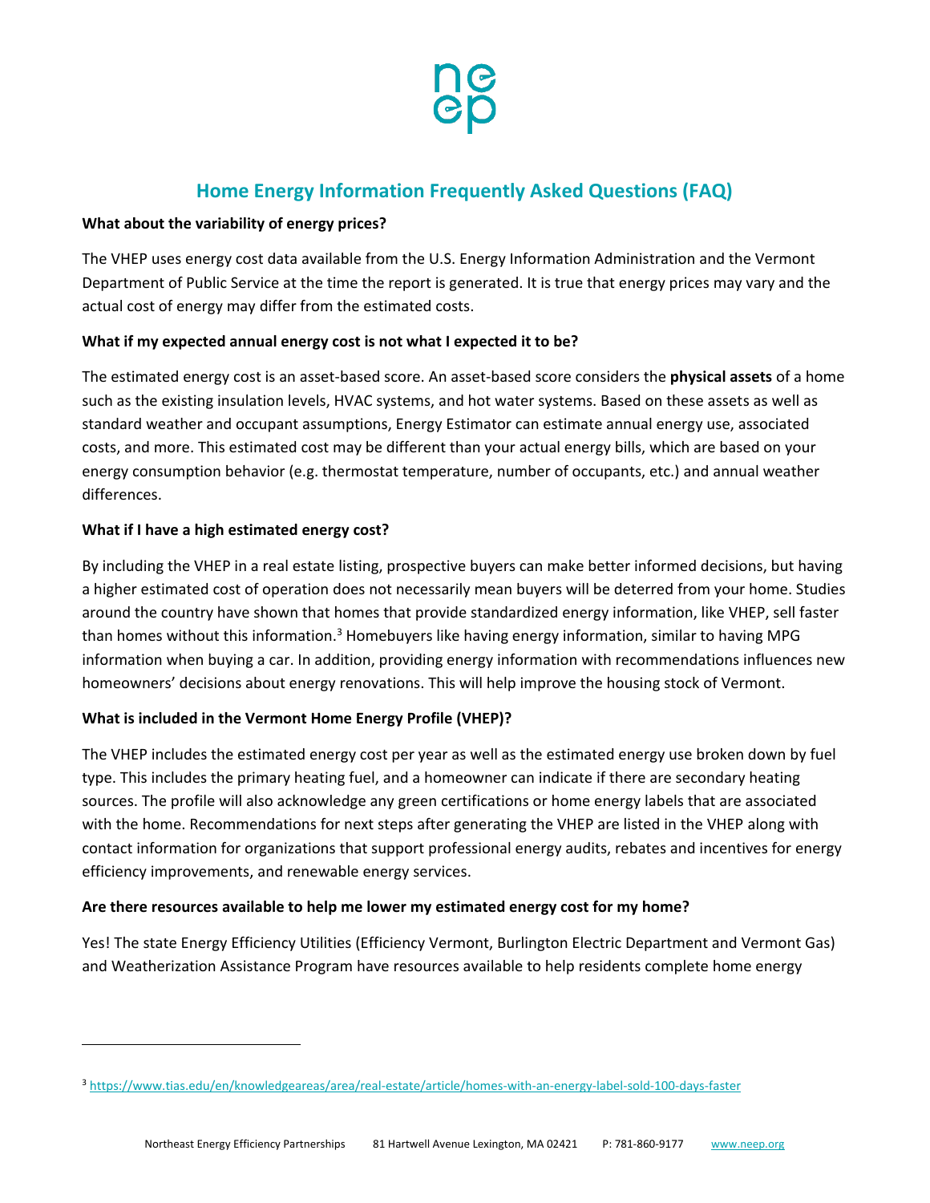## Home Energy Information Frequently Asked Questions (FAQ)

**What about the variability of energy prices?**

The VHEP uses energy cost data available from the U.S. Energy Information Administration and the Vermont Department of Public Service at the time the report is generated. It is true that energy prices may vary and the actual cost of energy may differ from the estimated costs.

**What if my expected annual energy cost is not what I expected it to be?**

The estimated energy cost is an asset-based score. An asset-based score considers the **physical assets** of a home such as the existing insulation levels, HVAC systems, and hot water systems. Based on these assets as well as standard weather and occupant assumptions, Energy Estimator can estimate annual energy use, associated costs, and more. This estimated cost may be different than your actual energy bills, which are based on your energy consumption behavior (e.g. thermostat temperature, number of occupants, etc.) and annual weather differences.

**What if I have a high estimated energy cost?**

By including the VHEP in a real estate listing, prospective buyers can make better informed decisions, but having a higher estimated cost of operation does not necessarily mean buyers will be deterred from your home. Studies around the country have shown that homes that provide standardized energy information, like VHEP, sell faster than homes without this information.[3] Homebuyers like having energy information, similar to having MPG information when buying a car. In addition, providing energy information with recommendations influences new homeowners' decisions about energy renovations. This will help improve the housing stock of Vermont.

**What is included in the Vermont Home Energy Profile (VHEP)?**

The VHEP includes the estimated energy cost per year as well as the estimated energy use broken down by fuel type. This includes the primary heating fuel, and a homeowner can indicate if there are secondary heating sources. The profile will also acknowledge any green certifications or home energy labels that are associated with the home. Recommendations for next steps after generating the VHEP are listed in the VHEP along with contact information for organizations that support professional energy audits, rebates and incentives for energy efficiency improvements, and renewable energy services.

**Are there resources available to help me lower my estimated energy cost for my home?**

Yes! The state Energy Efficiency Utilities (Efficiency Vermont, Burlington Electric Department and Vermont Gas) and Weatherization Assistance Program have resources available to help residents complete home energy

---

[3] https://www.tias.edu/en/knowledgeareas/area/real-estate/article/homes-with-an-energy-label-sold-100-days-faster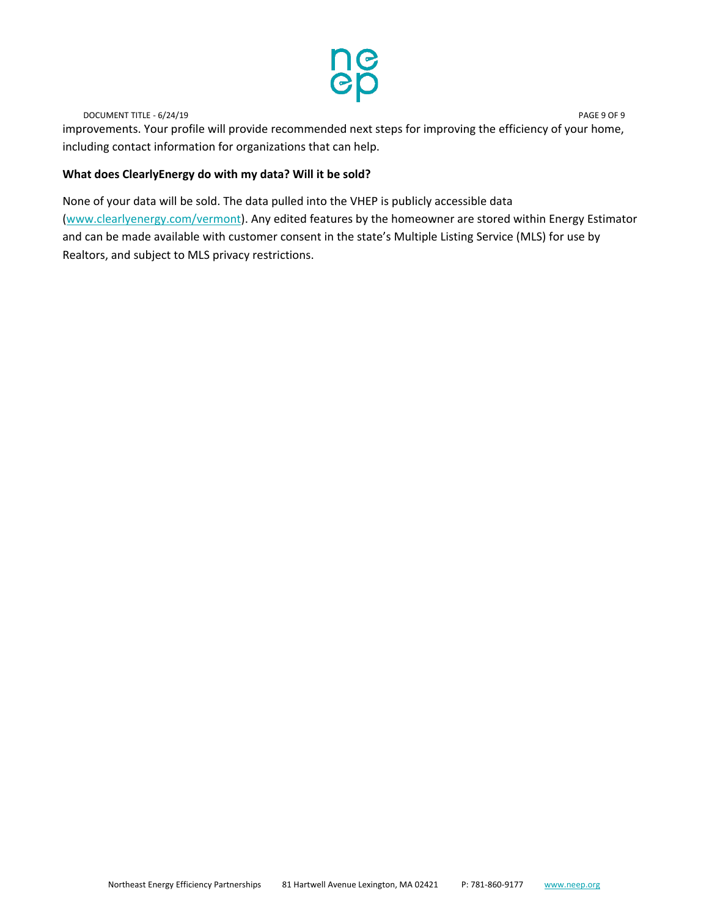improvements. Your profile will provide recommended next steps for improving the efficiency of your home, including contact information for organizations that can help.

**What does ClearlyEnergy do with my data? Will it be sold?**

None of your data will be sold. The data pulled into the VHEP is publicly accessible data ([www.clearlyenergy.com/vermont](www.clearlyenergy.com/vermont)). Any edited features by the homeowner are stored within Energy Estimator and can be made available with customer consent in the state's Multiple Listing Service (MLS) for use by Realtors, and subject to MLS privacy restrictions.